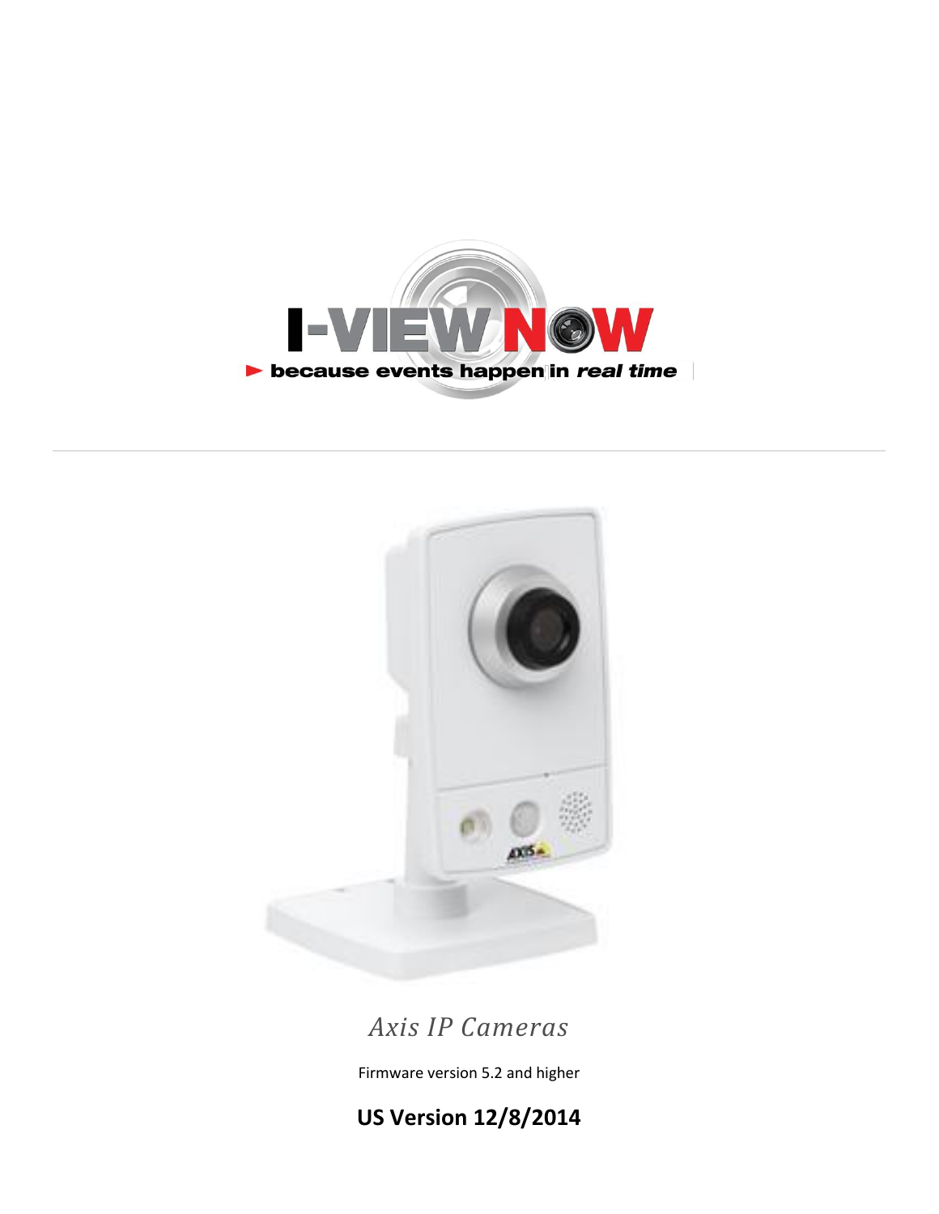I-VIEW NOW

because events happen in *real time*

---

# *Axis IP Cameras*

Firmware version 5.2 and higher

**US Version 12/8/2014**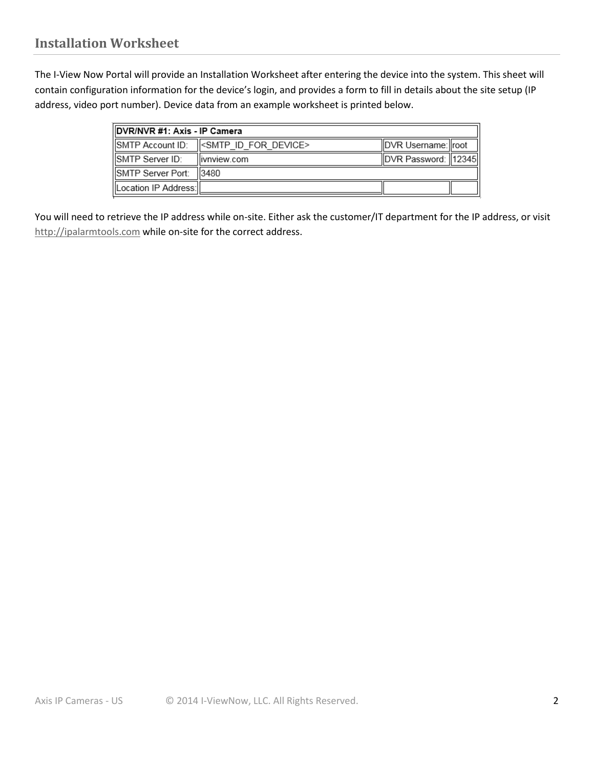## Installation Worksheet

The I-View Now Portal will provide an Installation Worksheet after entering the device into the system. This sheet will contain configuration information for the device's login, and provides a form to fill in details about the site setup (IP address, video port number). Device data from an example worksheet is printed below.

| DVR/NVR #1: Axis - IP Camera | | | |
|---|---|---|---|
| SMTP Account ID: | <SMTP_ID_FOR_DEVICE> | DVR Username: | root |
| SMTP Server ID: | ivnview.com | DVR Password: | 12345 |
| SMTP Server Port: | 3480 | | |
| Location IP Address: | | | |

You will need to retrieve the IP address while on-site. Either ask the customer/IT department for the IP address, or visit http://ipalarmtools.com while on-site for the correct address.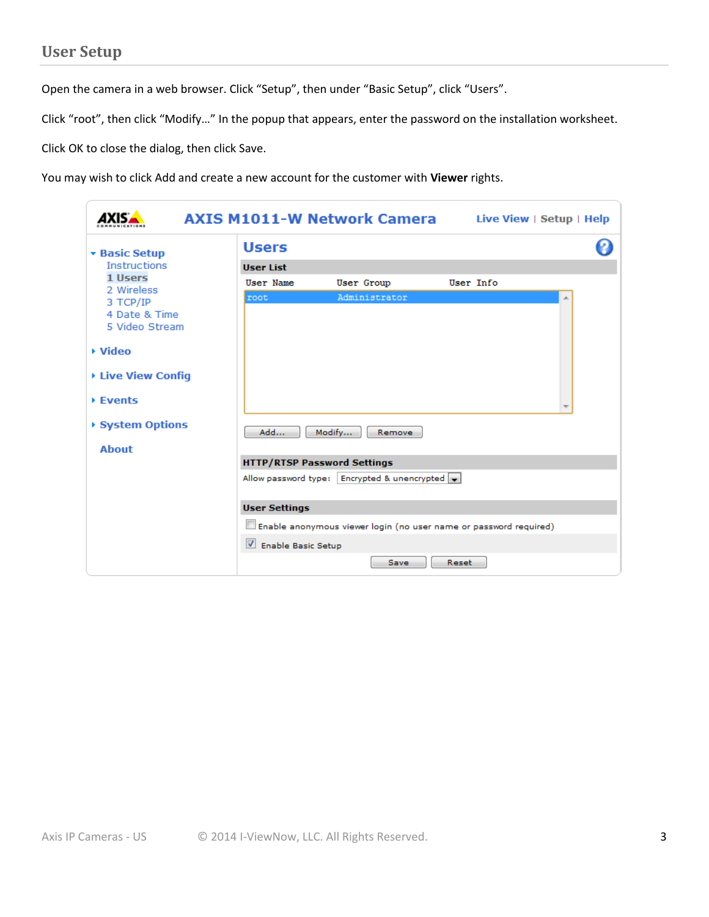## User Setup

Open the camera in a web browser. Click “Setup”, then under “Basic Setup”, click “Users”.

Click “root”, then click “Modify…” In the popup that appears, enter the password on the installation worksheet.

Click OK to close the dialog, then click Save.

You may wish to click Add and create a new account for the customer with **Viewer** rights.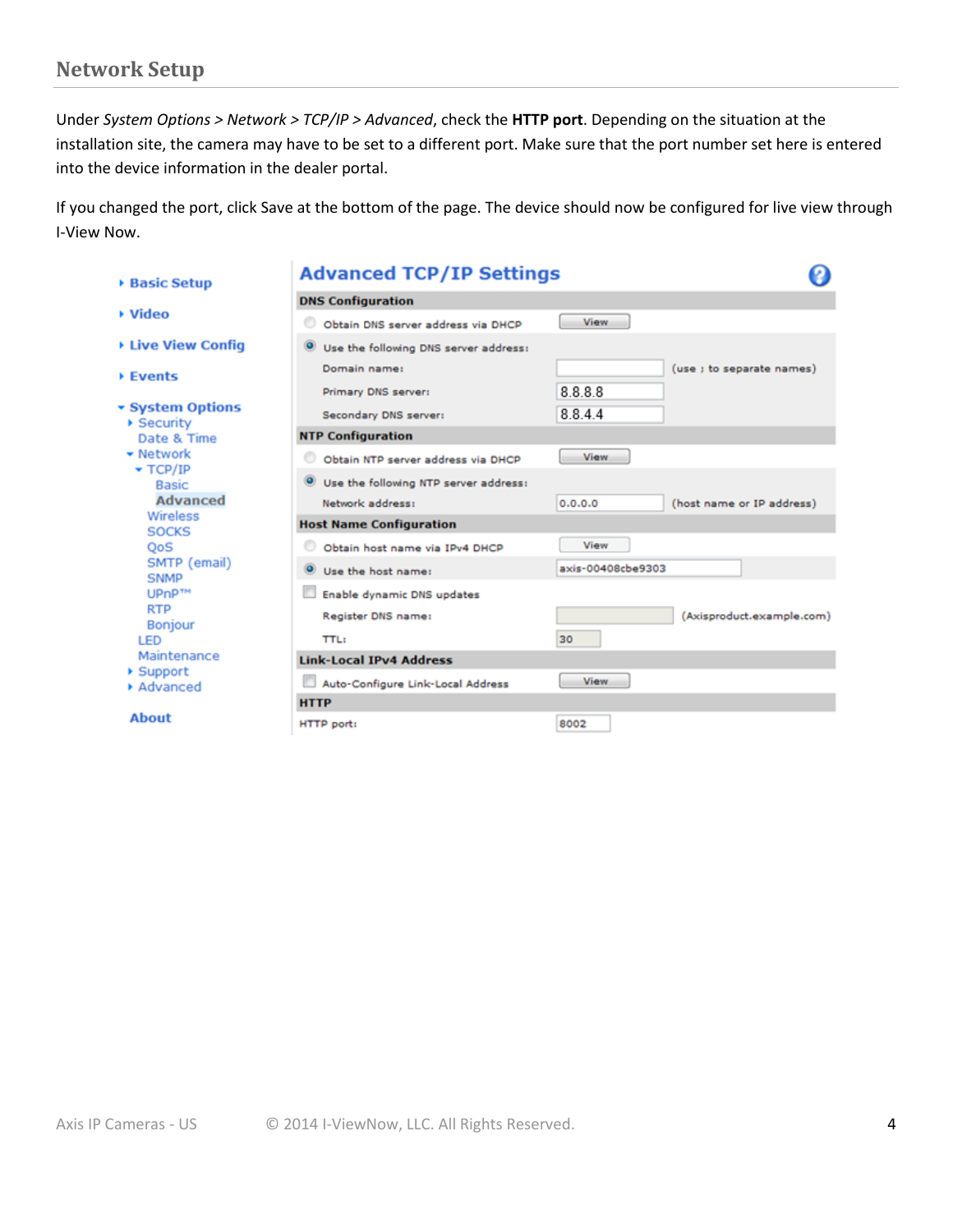## Network Setup

Under *System Options > Network > TCP/IP > Advanced*, check the **HTTP port**. Depending on the situation at the installation site, the camera may have to be set to a different port. Make sure that the port number set here is entered into the device information in the dealer portal.

If you changed the port, click Save at the bottom of the page. The device should now be configured for live view through I-View Now.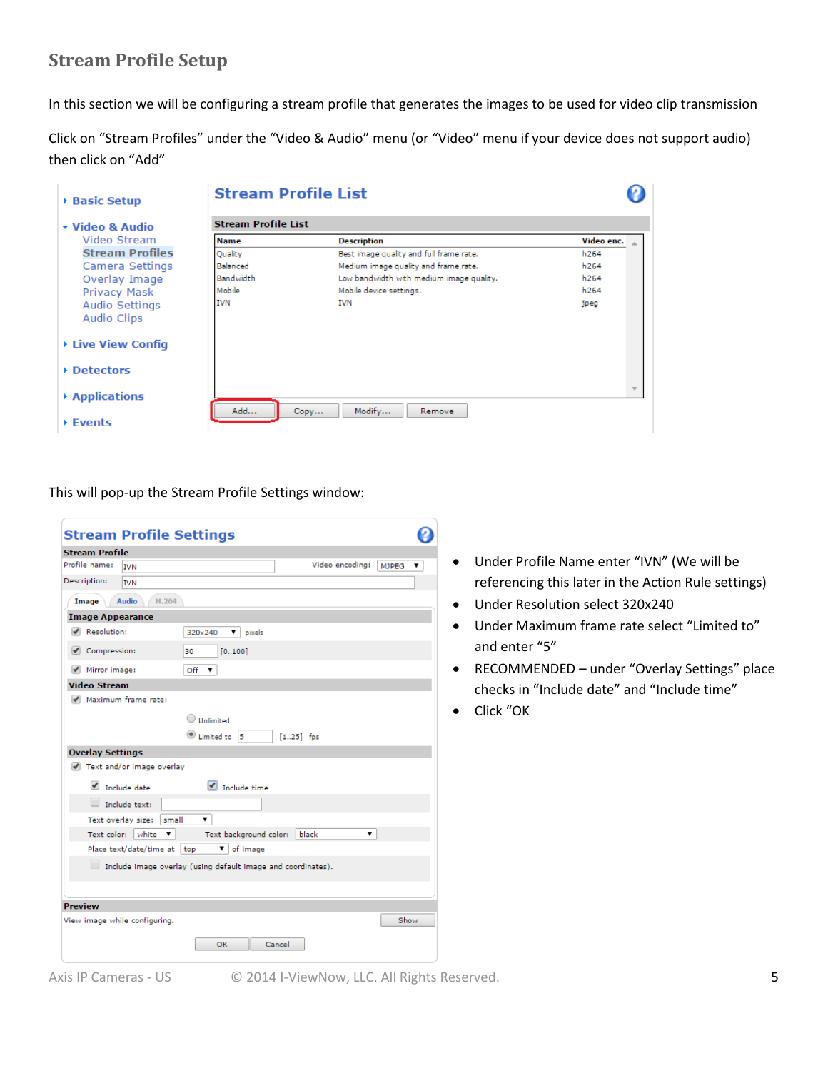## Stream Profile Setup

In this section we will be configuring a stream profile that generates the images to be used for video clip transmission

Click on “Stream Profiles” under the “Video & Audio” menu (or “Video” menu if your device does not support audio) then click on “Add”

This will pop-up the Stream Profile Settings window:

- Under Profile Name enter “IVN” (We will be referencing this later in the Action Rule settings)
- Under Resolution select 320x240
- Under Maximum frame rate select “Limited to” and enter “5”
- RECOMMENDED – under “Overlay Settings” place checks in “Include date” and “Include time”
- Click “OK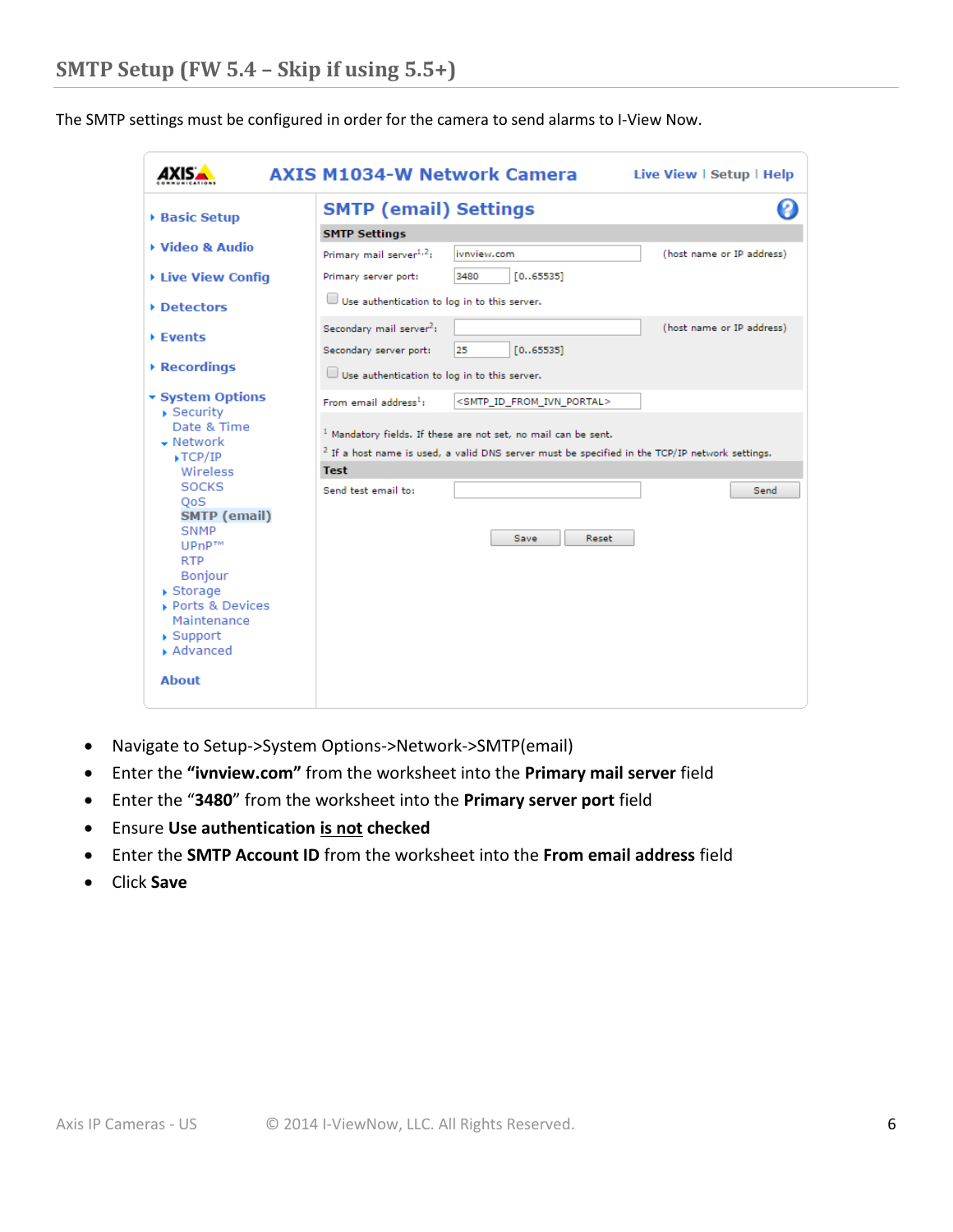## SMTP Setup (FW 5.4 – Skip if using 5.5+)

The SMTP settings must be configured in order for the camera to send alarms to I-View Now.

- Navigate to Setup->System Options->Network->SMTP(email)
- Enter the **"ivnview.com"** from the worksheet into the **Primary mail server** field
- Enter the "**3480**" from the worksheet into the **Primary server port** field
- Ensure **Use authentication <u>is not</u> checked**
- Enter the **SMTP Account ID** from the worksheet into the **From email address** field
- Click **Save**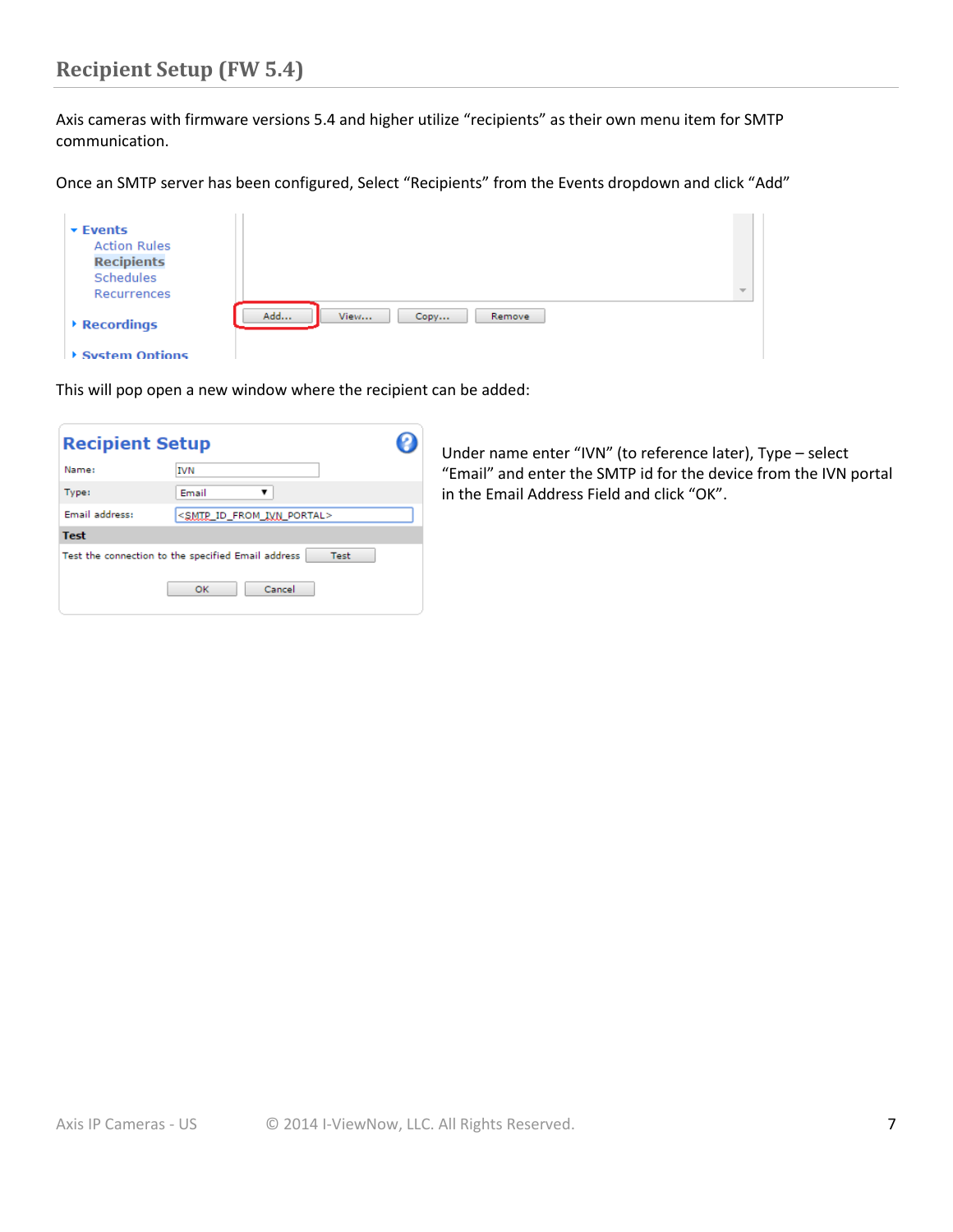## Recipient Setup (FW 5.4)

Axis cameras with firmware versions 5.4 and higher utilize "recipients" as their own menu item for SMTP communication.

Once an SMTP server has been configured, Select "Recipients" from the Events dropdown and click "Add"

This will pop open a new window where the recipient can be added:

Under name enter "IVN" (to reference later), Type – select "Email" and enter the SMTP id for the device from the IVN portal in the Email Address Field and click "OK".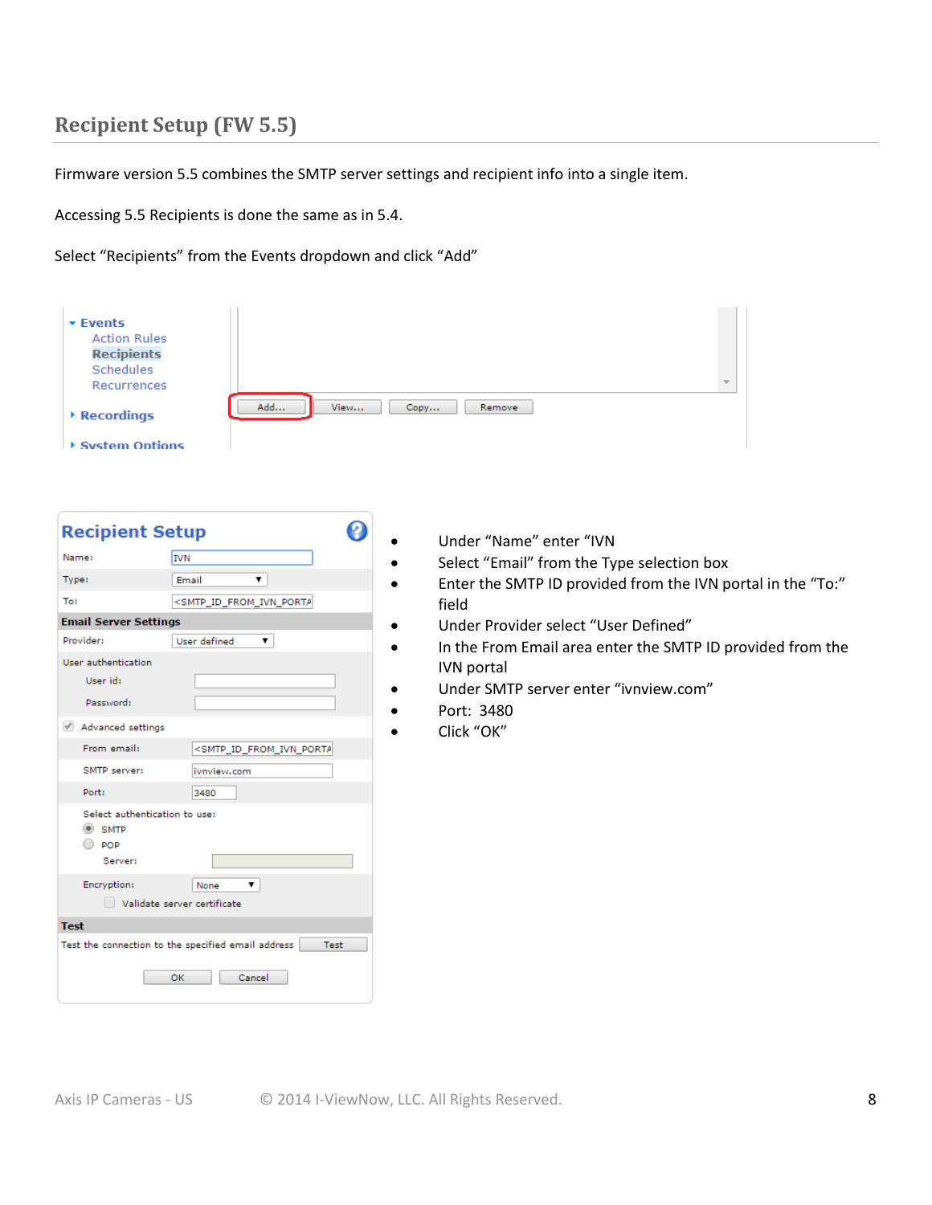## Recipient Setup (FW 5.5)

Firmware version 5.5 combines the SMTP server settings and recipient info into a single item.

Accessing 5.5 Recipients is done the same as in 5.4.

Select “Recipients” from the Events dropdown and click “Add”

- Under “Name” enter “IVN
- Select “Email” from the Type selection box
- Enter the SMTP ID provided from the IVN portal in the “To:” field
- Under Provider select “User Defined”
- In the From Email area enter the SMTP ID provided from the IVN portal
- Under SMTP server enter “ivnview.com”
- Port: 3480
- Click “OK”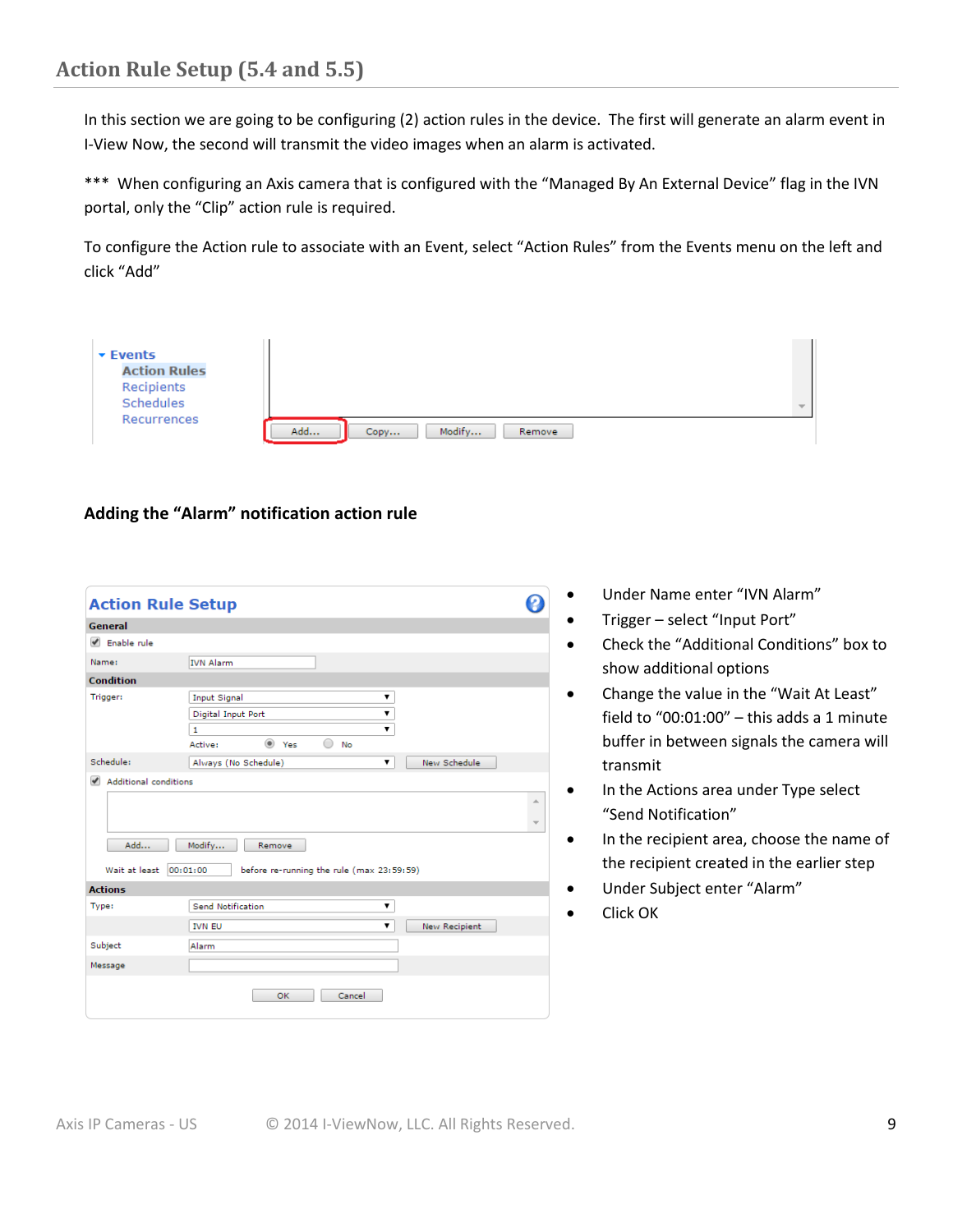## Action Rule Setup (5.4 and 5.5)

In this section we are going to be configuring (2) action rules in the device. The first will generate an alarm event in I-View Now, the second will transmit the video images when an alarm is activated.

*** When configuring an Axis camera that is configured with the "Managed By An External Device" flag in the IVN portal, only the "Clip" action rule is required.

To configure the Action rule to associate with an Event, select "Action Rules" from the Events menu on the left and click "Add"

**Adding the "Alarm" notification action rule**

- Under Name enter "IVN Alarm"
- Trigger – select "Input Port"
- Check the "Additional Conditions" box to show additional options
- Change the value in the "Wait At Least" field to "00:01:00" – this adds a 1 minute buffer in between signals the camera will transmit
- In the Actions area under Type select "Send Notification"
- In the recipient area, choose the name of the recipient created in the earlier step
- Under Subject enter "Alarm"
- Click OK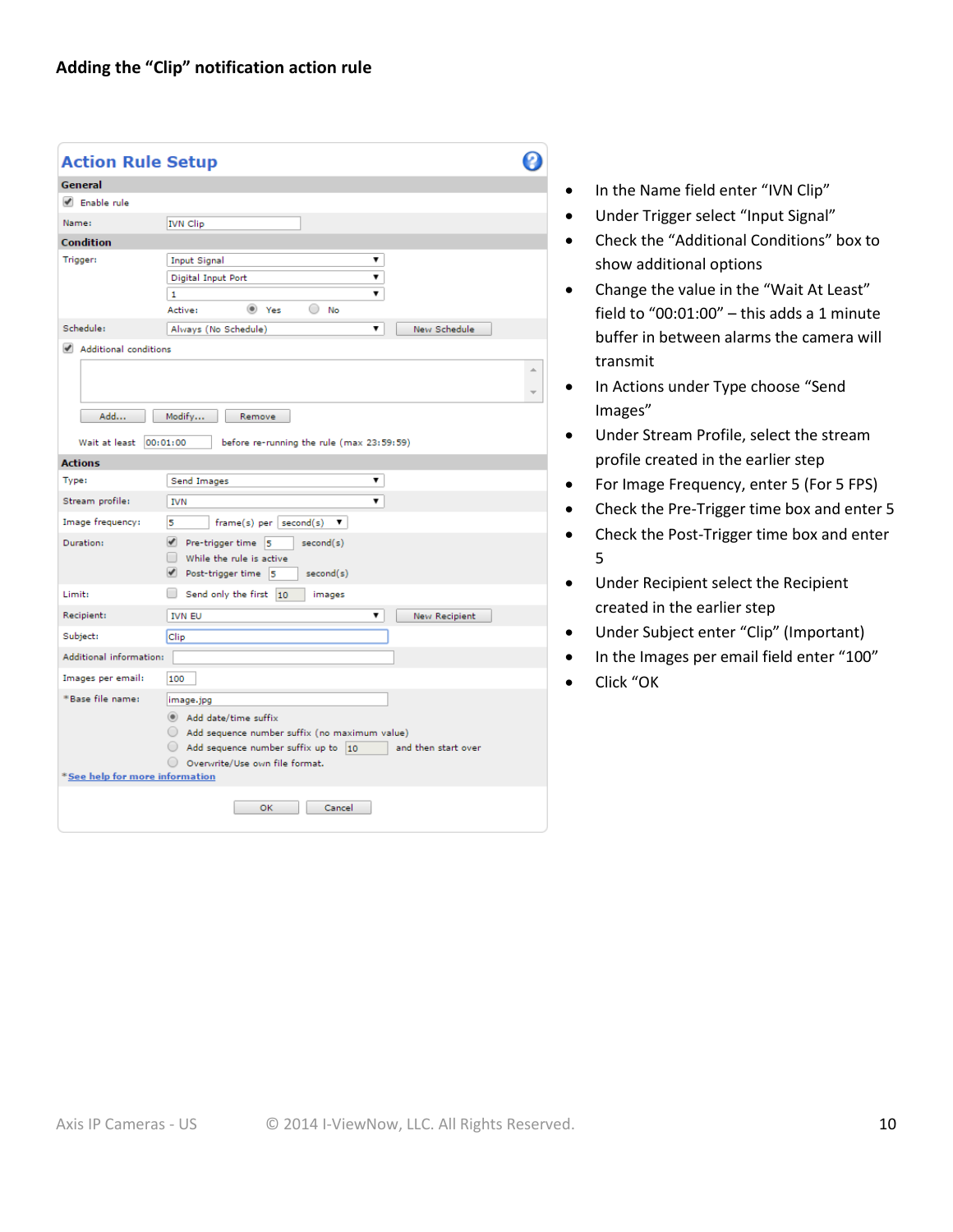### Adding the "Clip" notification action rule

- In the Name field enter "IVN Clip"
- Under Trigger select "Input Signal"
- Check the "Additional Conditions" box to show additional options
- Change the value in the "Wait At Least" field to "00:01:00" – this adds a 1 minute buffer in between alarms the camera will transmit
- In Actions under Type choose "Send Images"
- Under Stream Profile, select the stream profile created in the earlier step
- For Image Frequency, enter 5 (For 5 FPS)
- Check the Pre-Trigger time box and enter 5
- Check the Post-Trigger time box and enter 5
- Under Recipient select the Recipient created in the earlier step
- Under Subject enter "Clip" (Important)
- In the Images per email field enter "100"
- Click "OK